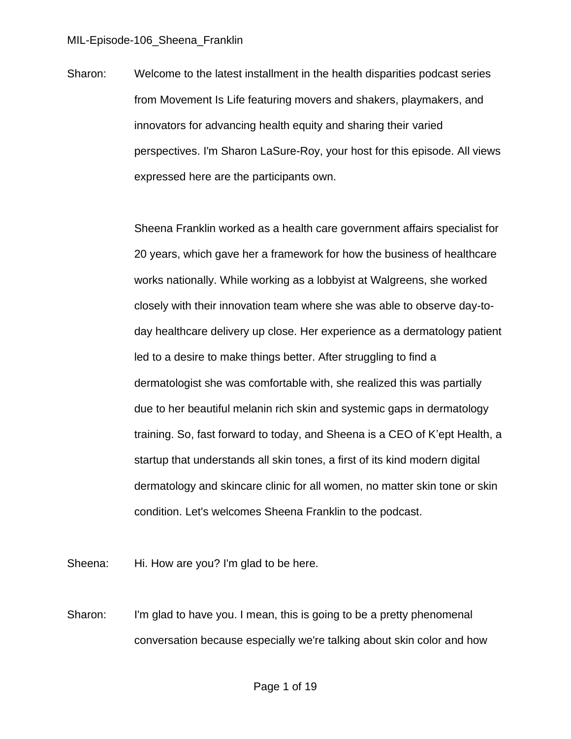Sharon: Welcome to the latest installment in the health disparities podcast series from Movement Is Life featuring movers and shakers, playmakers, and innovators for advancing health equity and sharing their varied perspectives. I'm Sharon LaSure-Roy, your host for this episode. All views expressed here are the participants own.

Sheena Franklin worked as a health care government affairs specialist for 20 years, which gave her a framework for how the business of healthcare works nationally. While working as a lobbyist at Walgreens, she worked closely with their innovation team where she was able to observe day-to-day healthcare delivery up close. Her experience as a dermatology patient led to a desire to make things better. After struggling to find a dermatologist she was comfortable with, she realized this was partially due to her beautiful melanin rich skin and systemic gaps in dermatology training. So, fast forward to today, and Sheena is a CEO of K'ept Health, a startup that understands all skin tones, a first of its kind modern digital dermatology and skincare clinic for all women, no matter skin tone or skin condition. Let's welcomes Sheena Franklin to the podcast.

Sheena: Hi. How are you? I'm glad to be here.

Sharon: I'm glad to have you. I mean, this is going to be a pretty phenomenal conversation because especially we're talking about skin color and how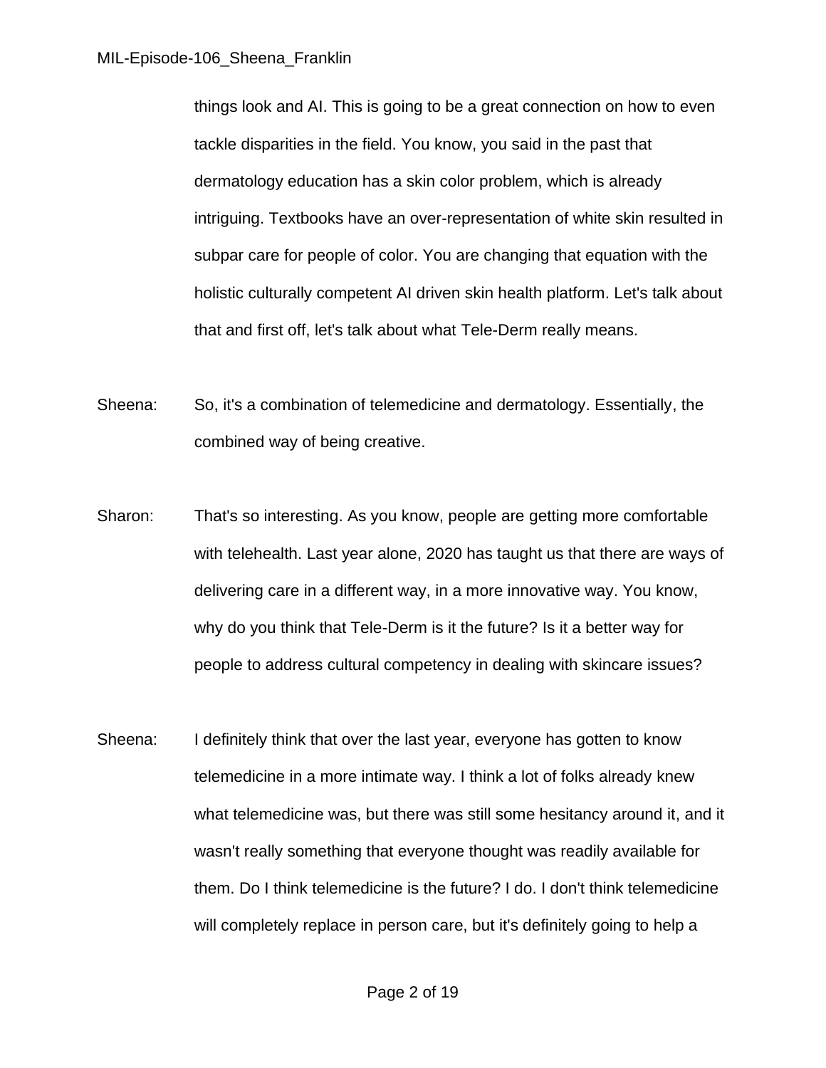things look and AI. This is going to be a great connection on how to even tackle disparities in the field. You know, you said in the past that dermatology education has a skin color problem, which is already intriguing. Textbooks have an over-representation of white skin resulted in subpar care for people of color. You are changing that equation with the holistic culturally competent AI driven skin health platform. Let's talk about that and first off, let's talk about what Tele-Derm really means.

Sheena: So, it's a combination of telemedicine and dermatology. Essentially, the combined way of being creative.

Sharon: That's so interesting. As you know, people are getting more comfortable with telehealth. Last year alone, 2020 has taught us that there are ways of delivering care in a different way, in a more innovative way. You know, why do you think that Tele-Derm is it the future? Is it a better way for people to address cultural competency in dealing with skincare issues?

Sheena: I definitely think that over the last year, everyone has gotten to know telemedicine in a more intimate way. I think a lot of folks already knew what telemedicine was, but there was still some hesitancy around it, and it wasn't really something that everyone thought was readily available for them. Do I think telemedicine is the future? I do. I don't think telemedicine will completely replace in person care, but it's definitely going to help a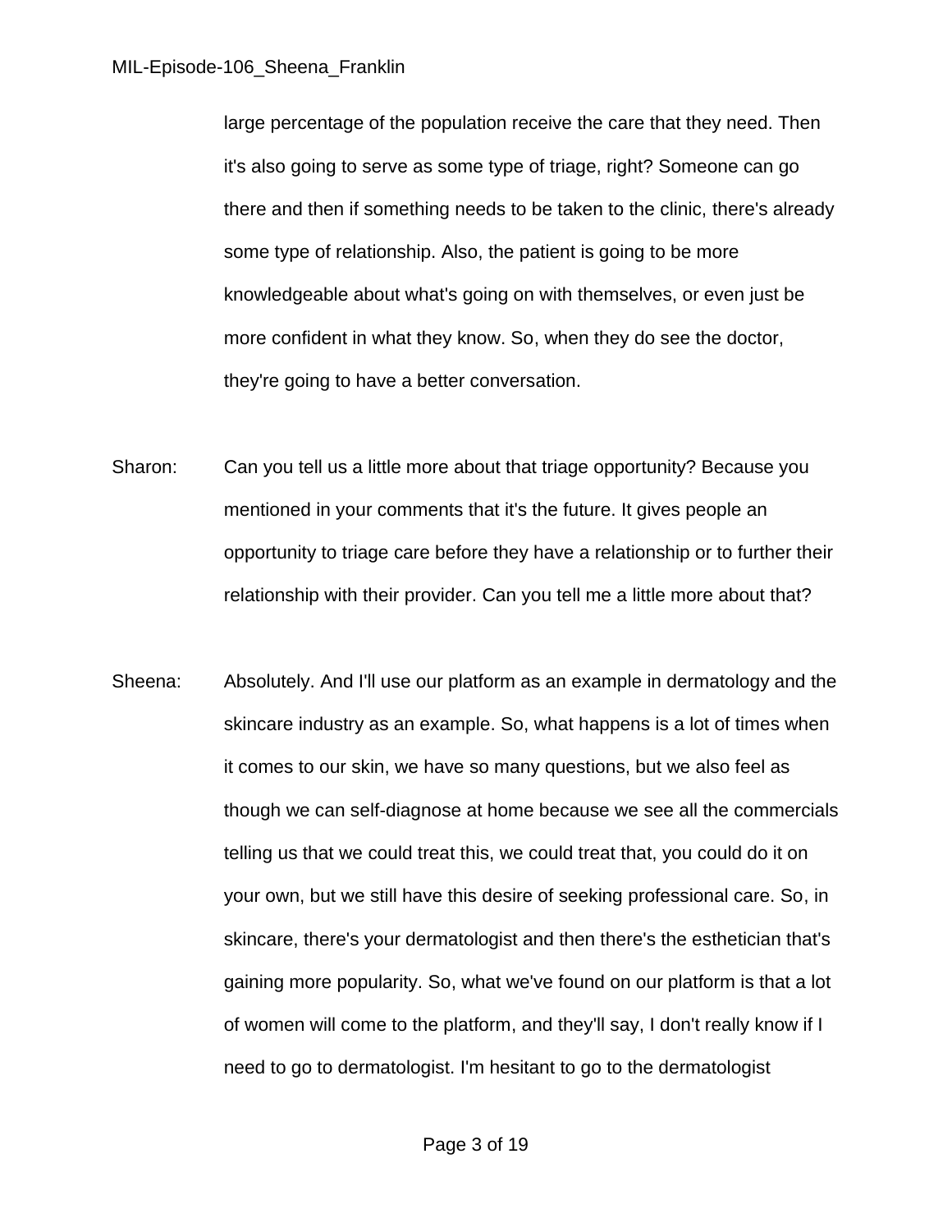large percentage of the population receive the care that they need. Then it's also going to serve as some type of triage, right? Someone can go there and then if something needs to be taken to the clinic, there's already some type of relationship. Also, the patient is going to be more knowledgeable about what's going on with themselves, or even just be more confident in what they know. So, when they do see the doctor, they're going to have a better conversation.

Sharon: Can you tell us a little more about that triage opportunity? Because you mentioned in your comments that it's the future. It gives people an opportunity to triage care before they have a relationship or to further their relationship with their provider. Can you tell me a little more about that?

Sheena: Absolutely. And I'll use our platform as an example in dermatology and the skincare industry as an example. So, what happens is a lot of times when it comes to our skin, we have so many questions, but we also feel as though we can self-diagnose at home because we see all the commercials telling us that we could treat this, we could treat that, you could do it on your own, but we still have this desire of seeking professional care. So, in skincare, there's your dermatologist and then there's the esthetician that's gaining more popularity. So, what we've found on our platform is that a lot of women will come to the platform, and they'll say, I don't really know if I need to go to dermatologist. I'm hesitant to go to the dermatologist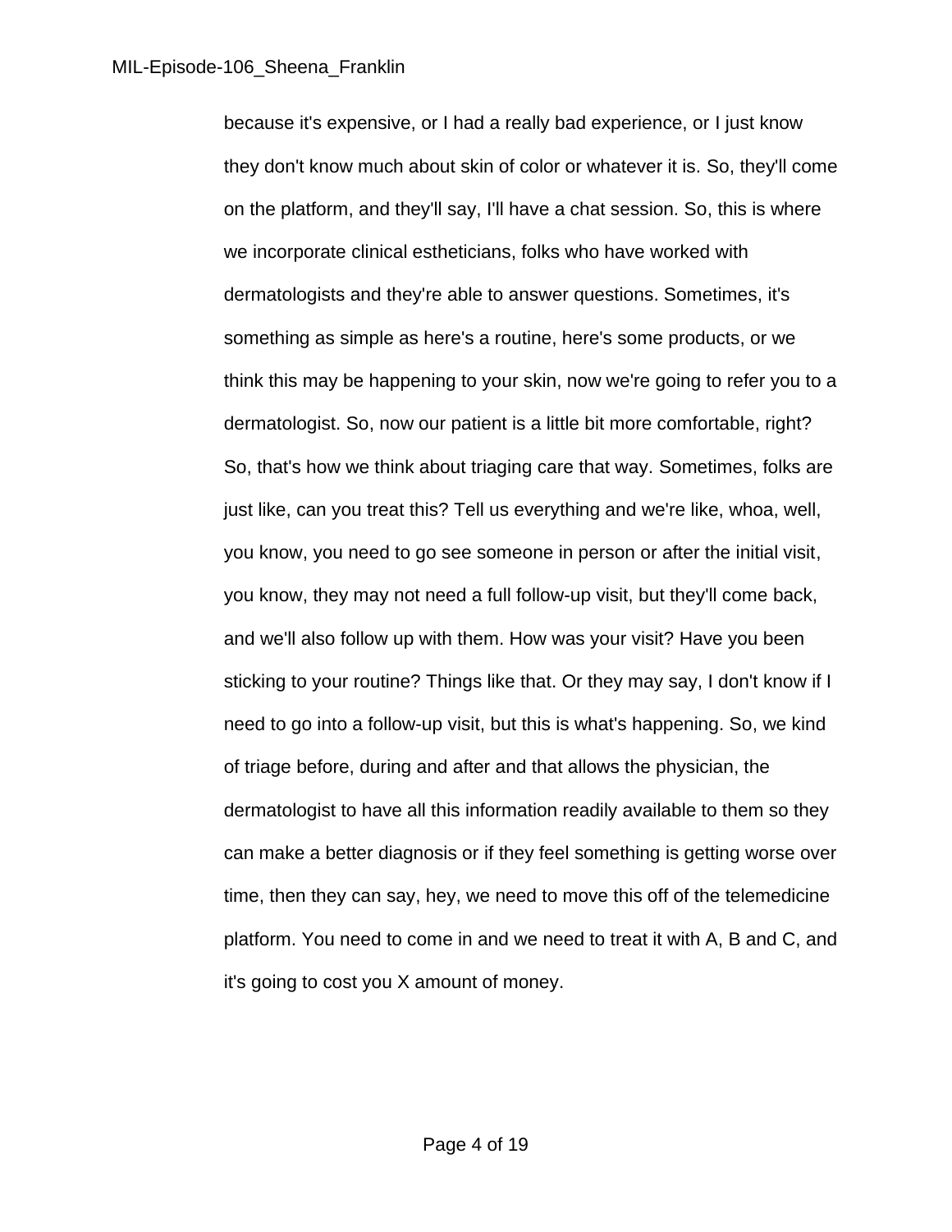because it's expensive, or I had a really bad experience, or I just know they don't know much about skin of color or whatever it is. So, they'll come on the platform, and they'll say, I'll have a chat session. So, this is where we incorporate clinical estheticians, folks who have worked with dermatologists and they're able to answer questions. Sometimes, it's something as simple as here's a routine, here's some products, or we think this may be happening to your skin, now we're going to refer you to a dermatologist. So, now our patient is a little bit more comfortable, right? So, that's how we think about triaging care that way. Sometimes, folks are just like, can you treat this? Tell us everything and we're like, whoa, well, you know, you need to go see someone in person or after the initial visit, you know, they may not need a full follow-up visit, but they'll come back, and we'll also follow up with them. How was your visit? Have you been sticking to your routine? Things like that. Or they may say, I don't know if I need to go into a follow-up visit, but this is what's happening. So, we kind of triage before, during and after and that allows the physician, the dermatologist to have all this information readily available to them so they can make a better diagnosis or if they feel something is getting worse over time, then they can say, hey, we need to move this off of the telemedicine platform. You need to come in and we need to treat it with A, B and C, and it's going to cost you X amount of money.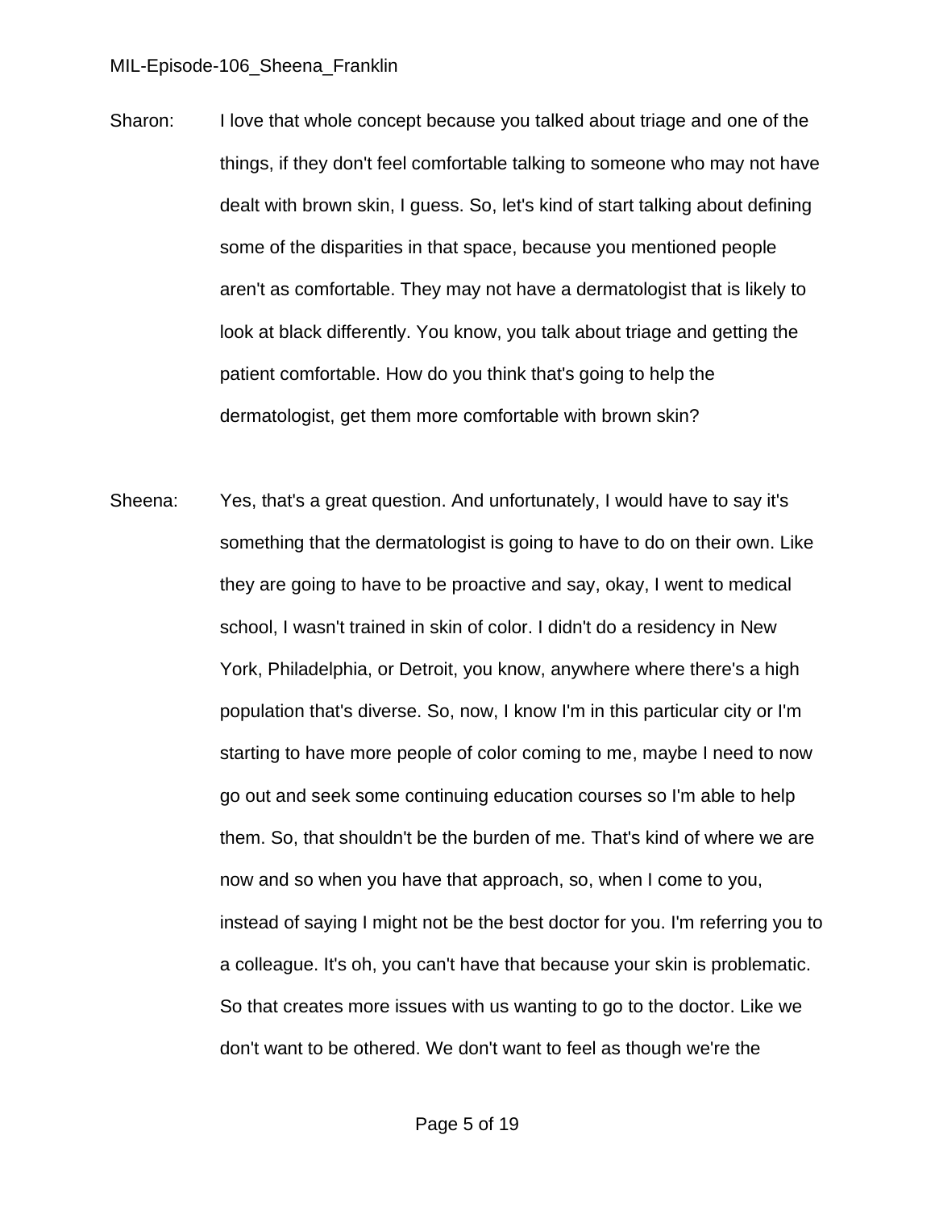Sharon: I love that whole concept because you talked about triage and one of the things, if they don't feel comfortable talking to someone who may not have dealt with brown skin, I guess. So, let's kind of start talking about defining some of the disparities in that space, because you mentioned people aren't as comfortable. They may not have a dermatologist that is likely to look at black differently. You know, you talk about triage and getting the patient comfortable. How do you think that's going to help the dermatologist, get them more comfortable with brown skin?

Sheena: Yes, that's a great question. And unfortunately, I would have to say it's something that the dermatologist is going to have to do on their own. Like they are going to have to be proactive and say, okay, I went to medical school, I wasn't trained in skin of color. I didn't do a residency in New York, Philadelphia, or Detroit, you know, anywhere where there's a high population that's diverse. So, now, I know I'm in this particular city or I'm starting to have more people of color coming to me, maybe I need to now go out and seek some continuing education courses so I'm able to help them. So, that shouldn't be the burden of me. That's kind of where we are now and so when you have that approach, so, when I come to you, instead of saying I might not be the best doctor for you. I'm referring you to a colleague. It's oh, you can't have that because your skin is problematic. So that creates more issues with us wanting to go to the doctor. Like we don't want to be othered. We don't want to feel as though we're the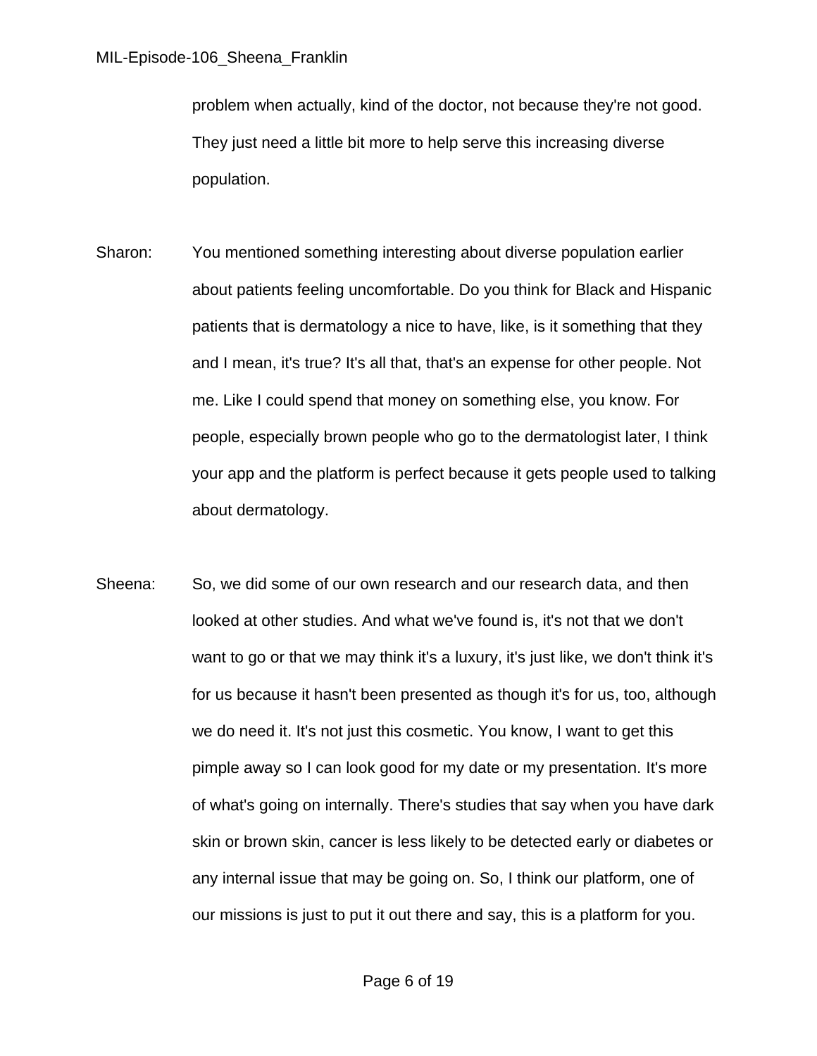problem when actually, kind of the doctor, not because they're not good. They just need a little bit more to help serve this increasing diverse population.

Sharon: You mentioned something interesting about diverse population earlier about patients feeling uncomfortable. Do you think for Black and Hispanic patients that is dermatology a nice to have, like, is it something that they and I mean, it's true? It's all that, that's an expense for other people. Not me. Like I could spend that money on something else, you know. For people, especially brown people who go to the dermatologist later, I think your app and the platform is perfect because it gets people used to talking about dermatology.

Sheena: So, we did some of our own research and our research data, and then looked at other studies. And what we've found is, it's not that we don't want to go or that we may think it's a luxury, it's just like, we don't think it's for us because it hasn't been presented as though it's for us, too, although we do need it. It's not just this cosmetic. You know, I want to get this pimple away so I can look good for my date or my presentation. It's more of what's going on internally. There's studies that say when you have dark skin or brown skin, cancer is less likely to be detected early or diabetes or any internal issue that may be going on. So, I think our platform, one of our missions is just to put it out there and say, this is a platform for you.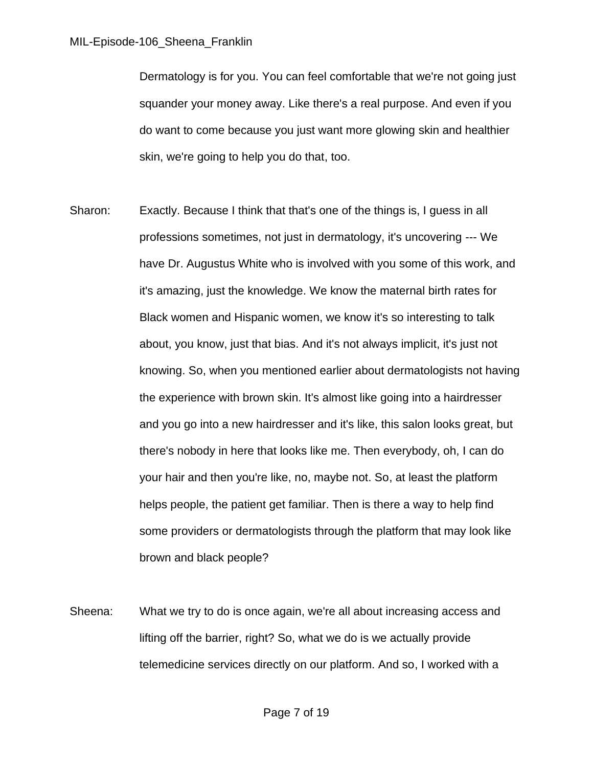Dermatology is for you. You can feel comfortable that we're not going just squander your money away. Like there's a real purpose. And even if you do want to come because you just want more glowing skin and healthier skin, we're going to help you do that, too.

Sharon: Exactly. Because I think that that's one of the things is, I guess in all professions sometimes, not just in dermatology, it's uncovering --- We have Dr. Augustus White who is involved with you some of this work, and it's amazing, just the knowledge. We know the maternal birth rates for Black women and Hispanic women, we know it's so interesting to talk about, you know, just that bias. And it's not always implicit, it's just not knowing. So, when you mentioned earlier about dermatologists not having the experience with brown skin. It's almost like going into a hairdresser and you go into a new hairdresser and it's like, this salon looks great, but there's nobody in here that looks like me. Then everybody, oh, I can do your hair and then you're like, no, maybe not. So, at least the platform helps people, the patient get familiar. Then is there a way to help find some providers or dermatologists through the platform that may look like brown and black people?

Sheena: What we try to do is once again, we're all about increasing access and lifting off the barrier, right? So, what we do is we actually provide telemedicine services directly on our platform. And so, I worked with a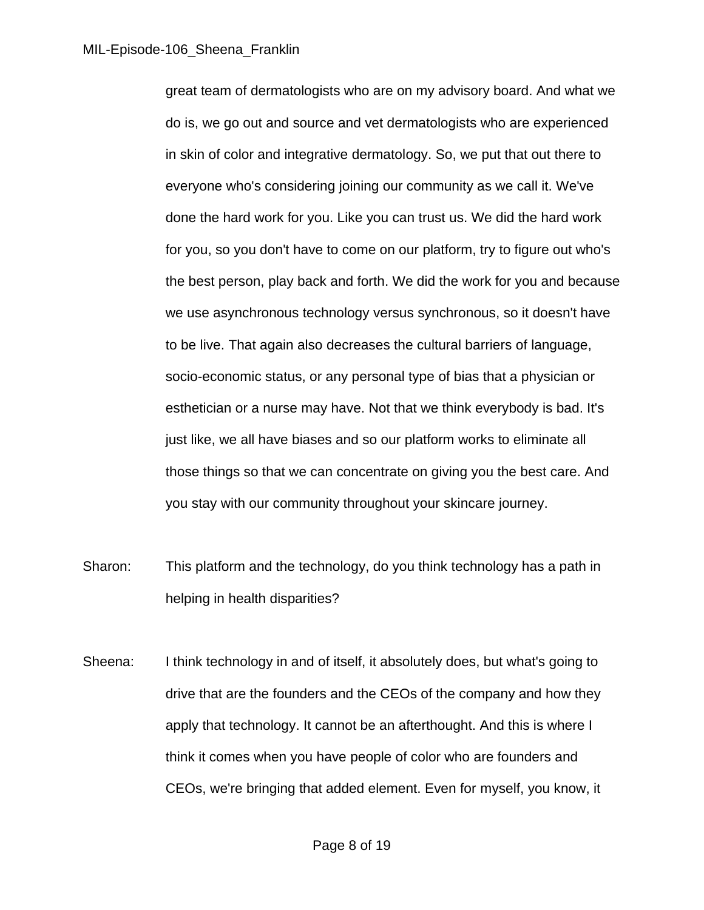great team of dermatologists who are on my advisory board. And what we do is, we go out and source and vet dermatologists who are experienced in skin of color and integrative dermatology. So, we put that out there to everyone who's considering joining our community as we call it. We've done the hard work for you. Like you can trust us. We did the hard work for you, so you don't have to come on our platform, try to figure out who's the best person, play back and forth. We did the work for you and because we use asynchronous technology versus synchronous, so it doesn't have to be live. That again also decreases the cultural barriers of language, socio-economic status, or any personal type of bias that a physician or esthetician or a nurse may have. Not that we think everybody is bad. It's just like, we all have biases and so our platform works to eliminate all those things so that we can concentrate on giving you the best care. And you stay with our community throughout your skincare journey.

Sharon: This platform and the technology, do you think technology has a path in helping in health disparities?

Sheena: I think technology in and of itself, it absolutely does, but what's going to drive that are the founders and the CEOs of the company and how they apply that technology. It cannot be an afterthought. And this is where I think it comes when you have people of color who are founders and CEOs, we're bringing that added element. Even for myself, you know, it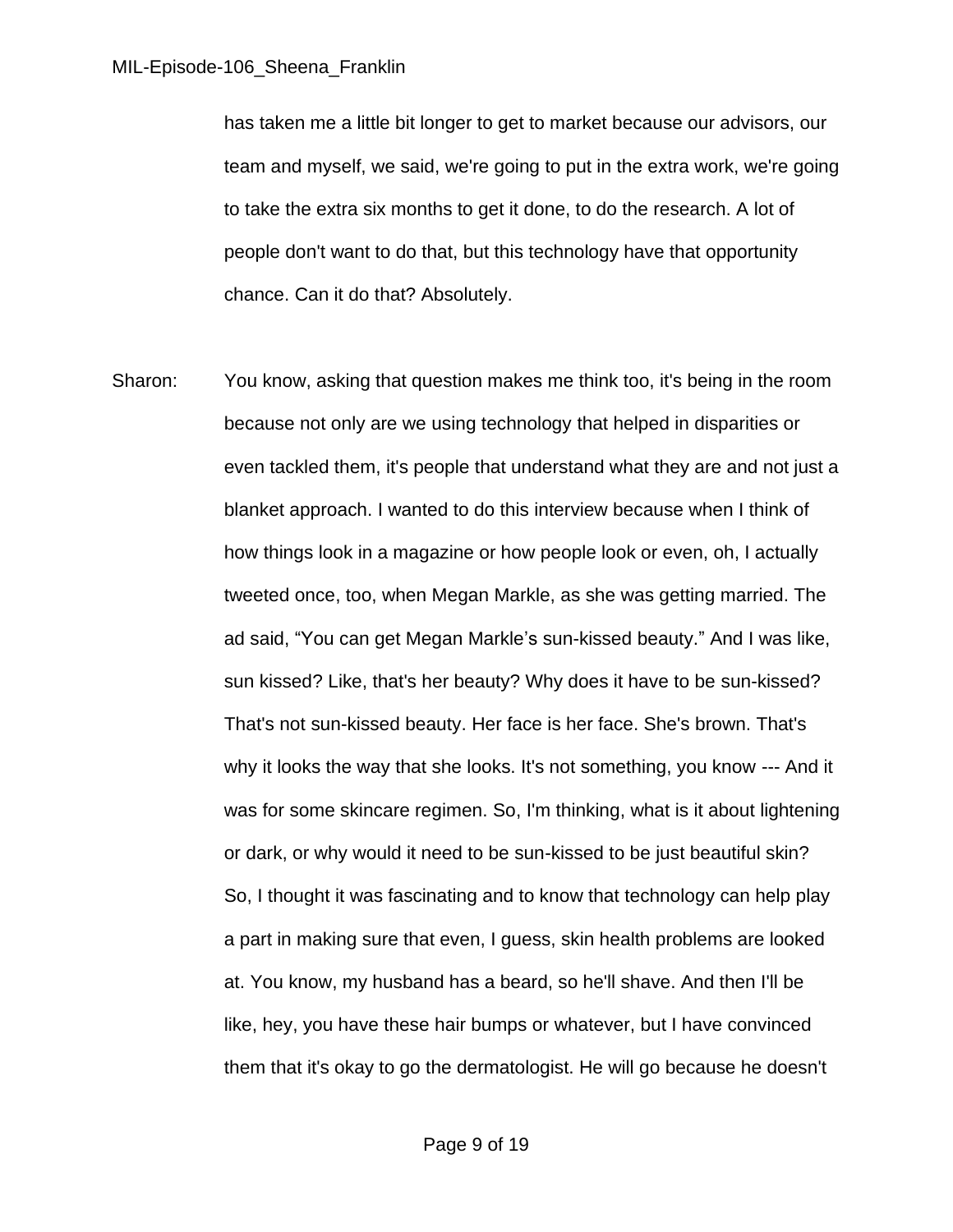has taken me a little bit longer to get to market because our advisors, our team and myself, we said, we're going to put in the extra work, we're going to take the extra six months to get it done, to do the research. A lot of people don't want to do that, but this technology have that opportunity chance. Can it do that? Absolutely.

Sharon: You know, asking that question makes me think too, it's being in the room because not only are we using technology that helped in disparities or even tackled them, it's people that understand what they are and not just a blanket approach. I wanted to do this interview because when I think of how things look in a magazine or how people look or even, oh, I actually tweeted once, too, when Megan Markle, as she was getting married. The ad said, "You can get Megan Markle's sun-kissed beauty." And I was like, sun kissed? Like, that's her beauty? Why does it have to be sun-kissed? That's not sun-kissed beauty. Her face is her face. She's brown. That's why it looks the way that she looks. It's not something, you know --- And it was for some skincare regimen. So, I'm thinking, what is it about lightening or dark, or why would it need to be sun-kissed to be just beautiful skin? So, I thought it was fascinating and to know that technology can help play a part in making sure that even, I guess, skin health problems are looked at. You know, my husband has a beard, so he'll shave. And then I'll be like, hey, you have these hair bumps or whatever, but I have convinced them that it's okay to go the dermatologist. He will go because he doesn't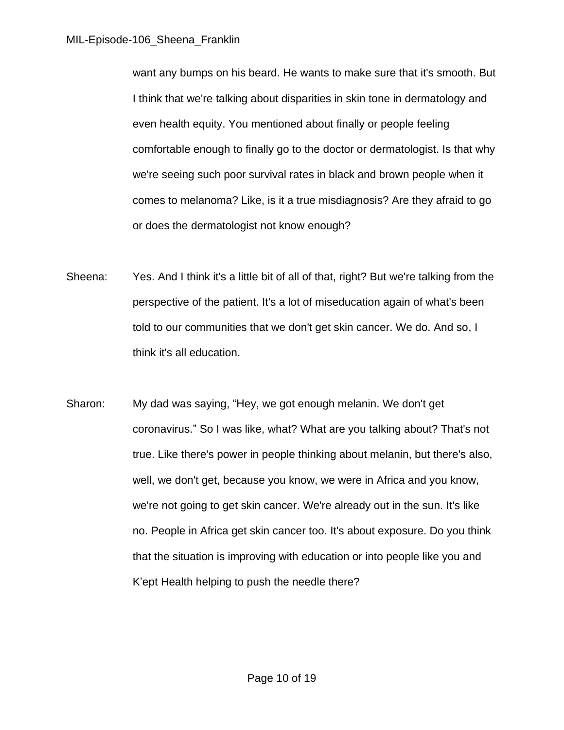want any bumps on his beard. He wants to make sure that it's smooth. But I think that we're talking about disparities in skin tone in dermatology and even health equity. You mentioned about finally or people feeling comfortable enough to finally go to the doctor or dermatologist. Is that why we're seeing such poor survival rates in black and brown people when it comes to melanoma? Like, is it a true misdiagnosis? Are they afraid to go or does the dermatologist not know enough?

Sheena: Yes. And I think it's a little bit of all of that, right? But we're talking from the perspective of the patient. It's a lot of miseducation again of what's been told to our communities that we don't get skin cancer. We do. And so, I think it's all education.

Sharon: My dad was saying, "Hey, we got enough melanin. We don't get coronavirus." So I was like, what? What are you talking about? That's not true. Like there's power in people thinking about melanin, but there's also, well, we don't get, because you know, we were in Africa and you know, we're not going to get skin cancer. We're already out in the sun. It's like no. People in Africa get skin cancer too. It's about exposure. Do you think that the situation is improving with education or into people like you and K'ept Health helping to push the needle there?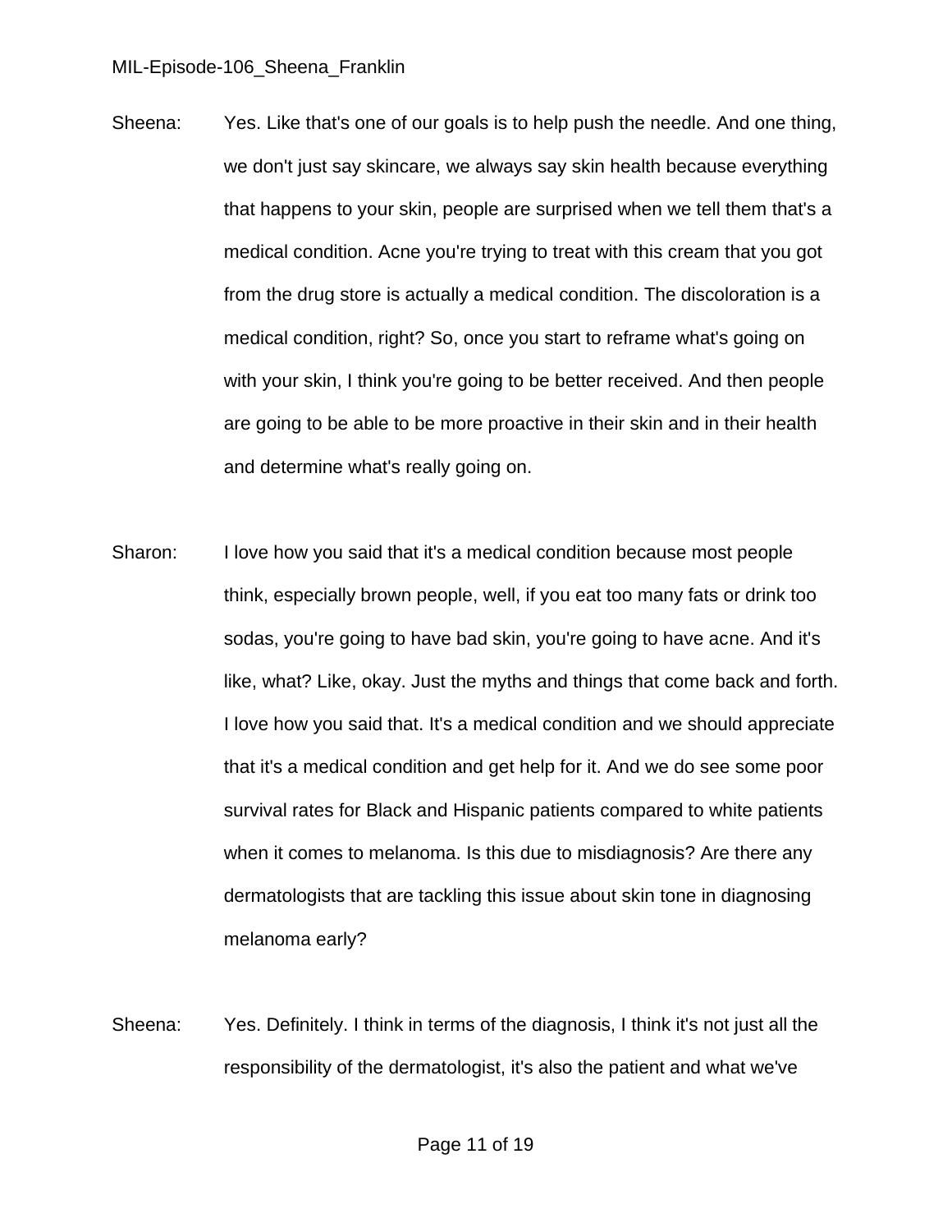Sheena: Yes. Like that's one of our goals is to help push the needle. And one thing, we don't just say skincare, we always say skin health because everything that happens to your skin, people are surprised when we tell them that's a medical condition. Acne you're trying to treat with this cream that you got from the drug store is actually a medical condition. The discoloration is a medical condition, right? So, once you start to reframe what's going on with your skin, I think you're going to be better received. And then people are going to be able to be more proactive in their skin and in their health and determine what's really going on.

Sharon: I love how you said that it's a medical condition because most people think, especially brown people, well, if you eat too many fats or drink too sodas, you're going to have bad skin, you're going to have acne. And it's like, what? Like, okay. Just the myths and things that come back and forth. I love how you said that. It's a medical condition and we should appreciate that it's a medical condition and get help for it. And we do see some poor survival rates for Black and Hispanic patients compared to white patients when it comes to melanoma. Is this due to misdiagnosis? Are there any dermatologists that are tackling this issue about skin tone in diagnosing melanoma early?

Sheena: Yes. Definitely. I think in terms of the diagnosis, I think it's not just all the responsibility of the dermatologist, it's also the patient and what we've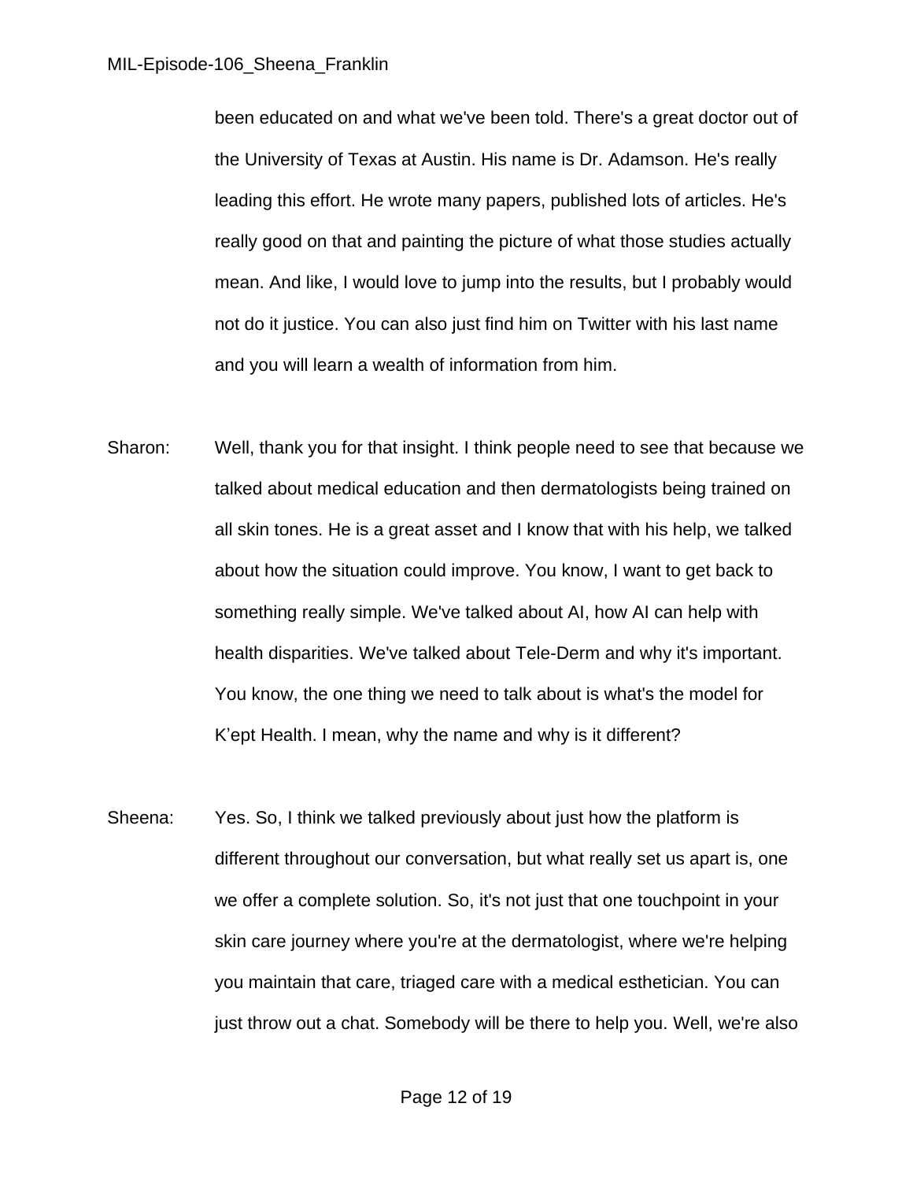been educated on and what we've been told. There's a great doctor out of the University of Texas at Austin. His name is Dr. Adamson. He's really leading this effort. He wrote many papers, published lots of articles. He's really good on that and painting the picture of what those studies actually mean. And like, I would love to jump into the results, but I probably would not do it justice. You can also just find him on Twitter with his last name and you will learn a wealth of information from him.

Sharon: Well, thank you for that insight. I think people need to see that because we talked about medical education and then dermatologists being trained on all skin tones. He is a great asset and I know that with his help, we talked about how the situation could improve. You know, I want to get back to something really simple. We've talked about AI, how AI can help with health disparities. We've talked about Tele-Derm and why it's important. You know, the one thing we need to talk about is what's the model for K'ept Health. I mean, why the name and why is it different?

Sheena: Yes. So, I think we talked previously about just how the platform is different throughout our conversation, but what really set us apart is, one we offer a complete solution. So, it's not just that one touchpoint in your skin care journey where you're at the dermatologist, where we're helping you maintain that care, triaged care with a medical esthetician. You can just throw out a chat. Somebody will be there to help you. Well, we're also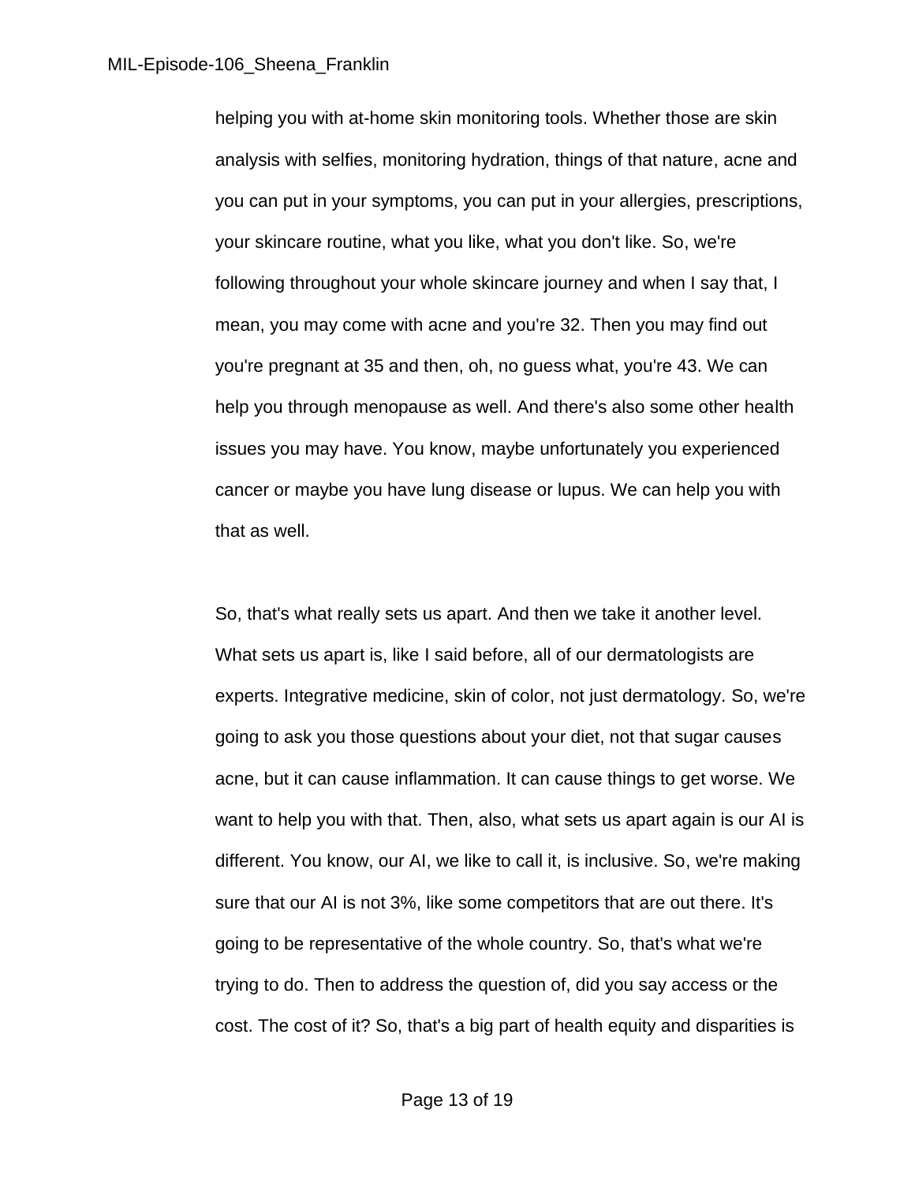helping you with at-home skin monitoring tools. Whether those are skin analysis with selfies, monitoring hydration, things of that nature, acne and you can put in your symptoms, you can put in your allergies, prescriptions, your skincare routine, what you like, what you don't like. So, we're following throughout your whole skincare journey and when I say that, I mean, you may come with acne and you're 32. Then you may find out you're pregnant at 35 and then, oh, no guess what, you're 43. We can help you through menopause as well. And there's also some other health issues you may have. You know, maybe unfortunately you experienced cancer or maybe you have lung disease or lupus. We can help you with that as well.

So, that's what really sets us apart. And then we take it another level. What sets us apart is, like I said before, all of our dermatologists are experts. Integrative medicine, skin of color, not just dermatology. So, we're going to ask you those questions about your diet, not that sugar causes acne, but it can cause inflammation. It can cause things to get worse. We want to help you with that. Then, also, what sets us apart again is our AI is different. You know, our AI, we like to call it, is inclusive. So, we're making sure that our AI is not 3%, like some competitors that are out there. It's going to be representative of the whole country. So, that's what we're trying to do. Then to address the question of, did you say access or the cost. The cost of it? So, that's a big part of health equity and disparities is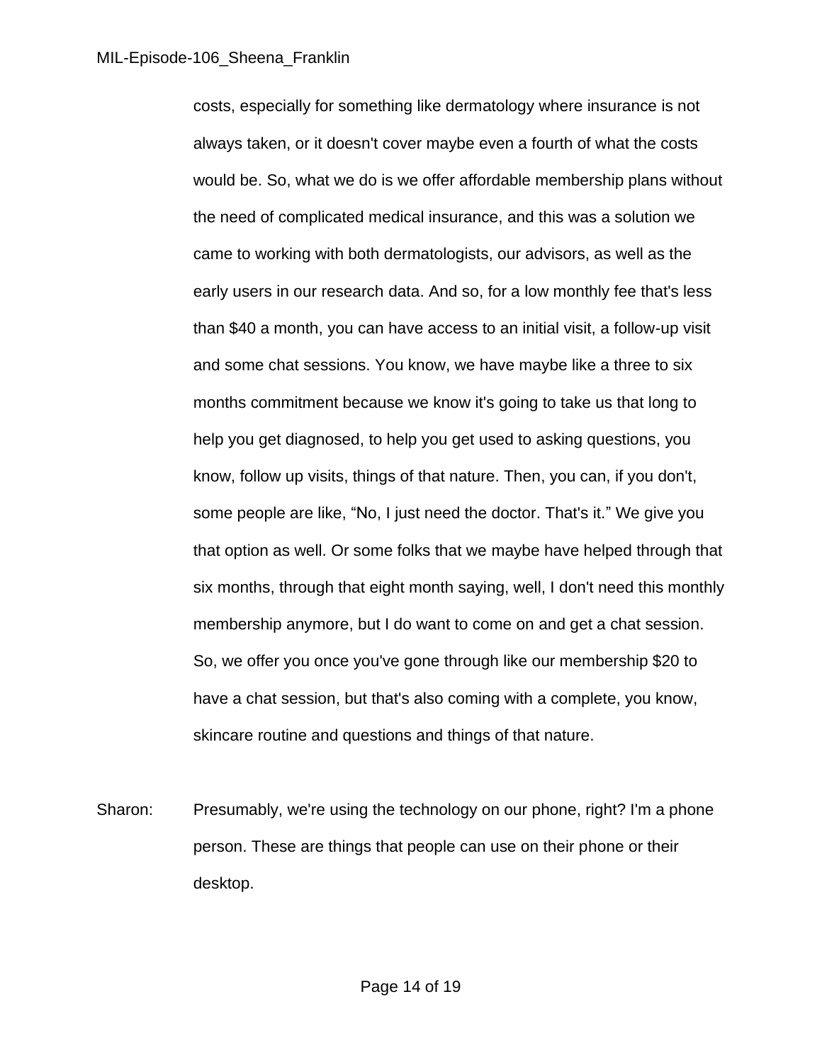costs, especially for something like dermatology where insurance is not always taken, or it doesn't cover maybe even a fourth of what the costs would be. So, what we do is we offer affordable membership plans without the need of complicated medical insurance, and this was a solution we came to working with both dermatologists, our advisors, as well as the early users in our research data. And so, for a low monthly fee that's less than $40 a month, you can have access to an initial visit, a follow-up visit and some chat sessions. You know, we have maybe like a three to six months commitment because we know it's going to take us that long to help you get diagnosed, to help you get used to asking questions, you know, follow up visits, things of that nature. Then, you can, if you don't, some people are like, "No, I just need the doctor. That's it." We give you that option as well. Or some folks that we maybe have helped through that six months, through that eight month saying, well, I don't need this monthly membership anymore, but I do want to come on and get a chat session. So, we offer you once you've gone through like our membership $20 to have a chat session, but that's also coming with a complete, you know, skincare routine and questions and things of that nature.

Sharon: Presumably, we're using the technology on our phone, right? I'm a phone person. These are things that people can use on their phone or their desktop.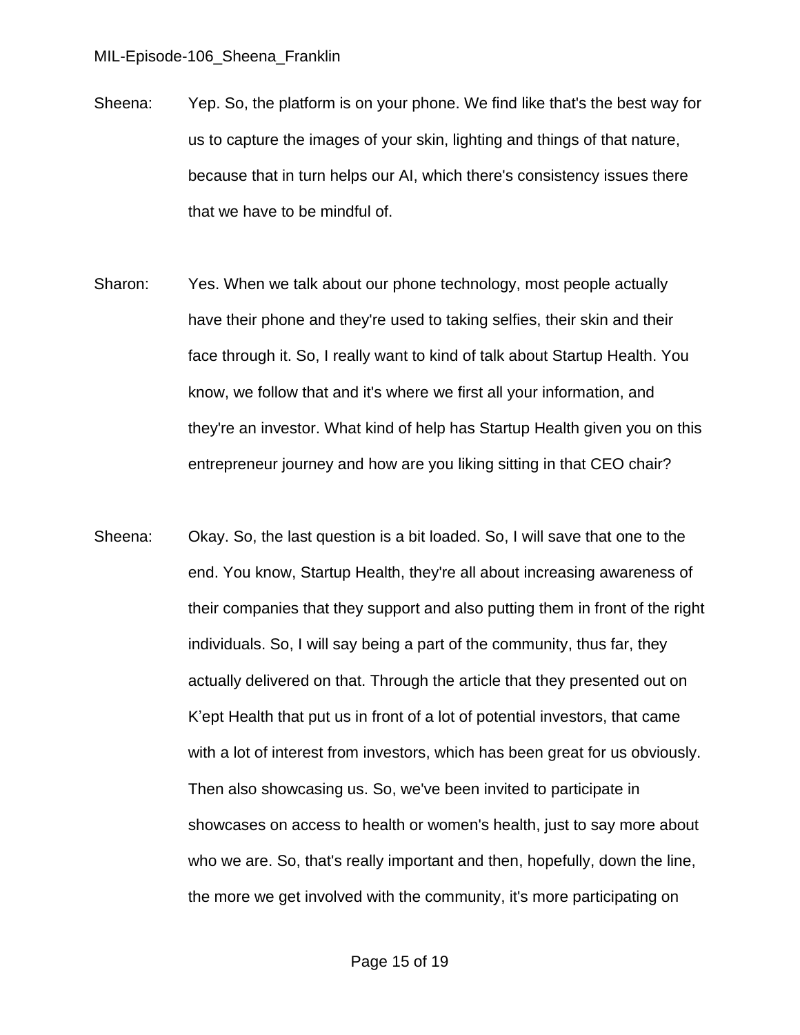Sheena: Yep. So, the platform is on your phone. We find like that's the best way for us to capture the images of your skin, lighting and things of that nature, because that in turn helps our AI, which there's consistency issues there that we have to be mindful of.

Sharon: Yes. When we talk about our phone technology, most people actually have their phone and they're used to taking selfies, their skin and their face through it. So, I really want to kind of talk about Startup Health. You know, we follow that and it's where we first all your information, and they're an investor. What kind of help has Startup Health given you on this entrepreneur journey and how are you liking sitting in that CEO chair?

Sheena: Okay. So, the last question is a bit loaded. So, I will save that one to the end. You know, Startup Health, they're all about increasing awareness of their companies that they support and also putting them in front of the right individuals. So, I will say being a part of the community, thus far, they actually delivered on that. Through the article that they presented out on K'ept Health that put us in front of a lot of potential investors, that came with a lot of interest from investors, which has been great for us obviously. Then also showcasing us. So, we've been invited to participate in showcases on access to health or women's health, just to say more about who we are. So, that's really important and then, hopefully, down the line, the more we get involved with the community, it's more participating on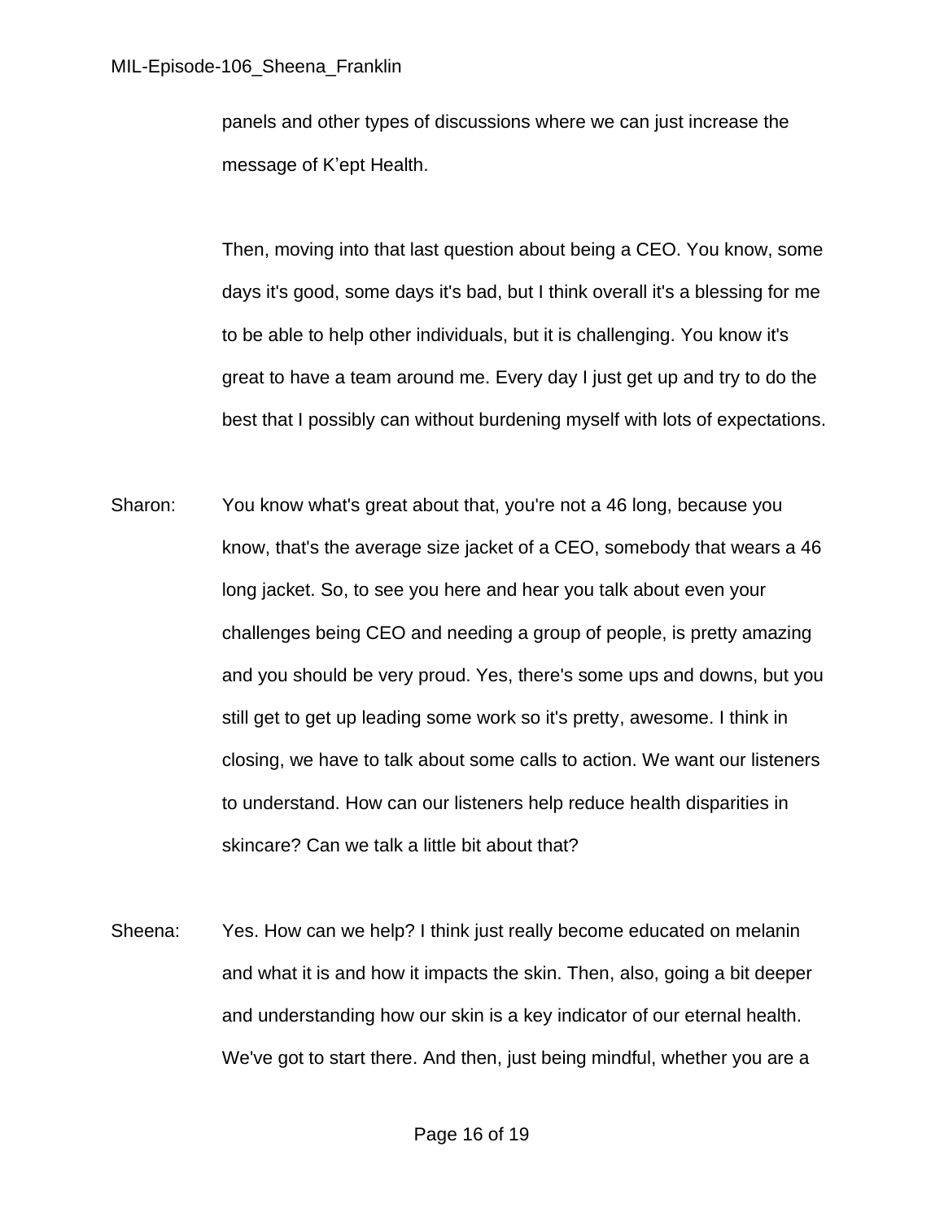panels and other types of discussions where we can just increase the message of K'ept Health.

Then, moving into that last question about being a CEO. You know, some days it's good, some days it's bad, but I think overall it's a blessing for me to be able to help other individuals, but it is challenging. You know it's great to have a team around me. Every day I just get up and try to do the best that I possibly can without burdening myself with lots of expectations.

Sharon: You know what's great about that, you're not a 46 long, because you know, that's the average size jacket of a CEO, somebody that wears a 46 long jacket. So, to see you here and hear you talk about even your challenges being CEO and needing a group of people, is pretty amazing and you should be very proud. Yes, there's some ups and downs, but you still get to get up leading some work so it's pretty, awesome. I think in closing, we have to talk about some calls to action. We want our listeners to understand. How can our listeners help reduce health disparities in skincare? Can we talk a little bit about that?

Sheena: Yes. How can we help? I think just really become educated on melanin and what it is and how it impacts the skin. Then, also, going a bit deeper and understanding how our skin is a key indicator of our eternal health. We've got to start there. And then, just being mindful, whether you are a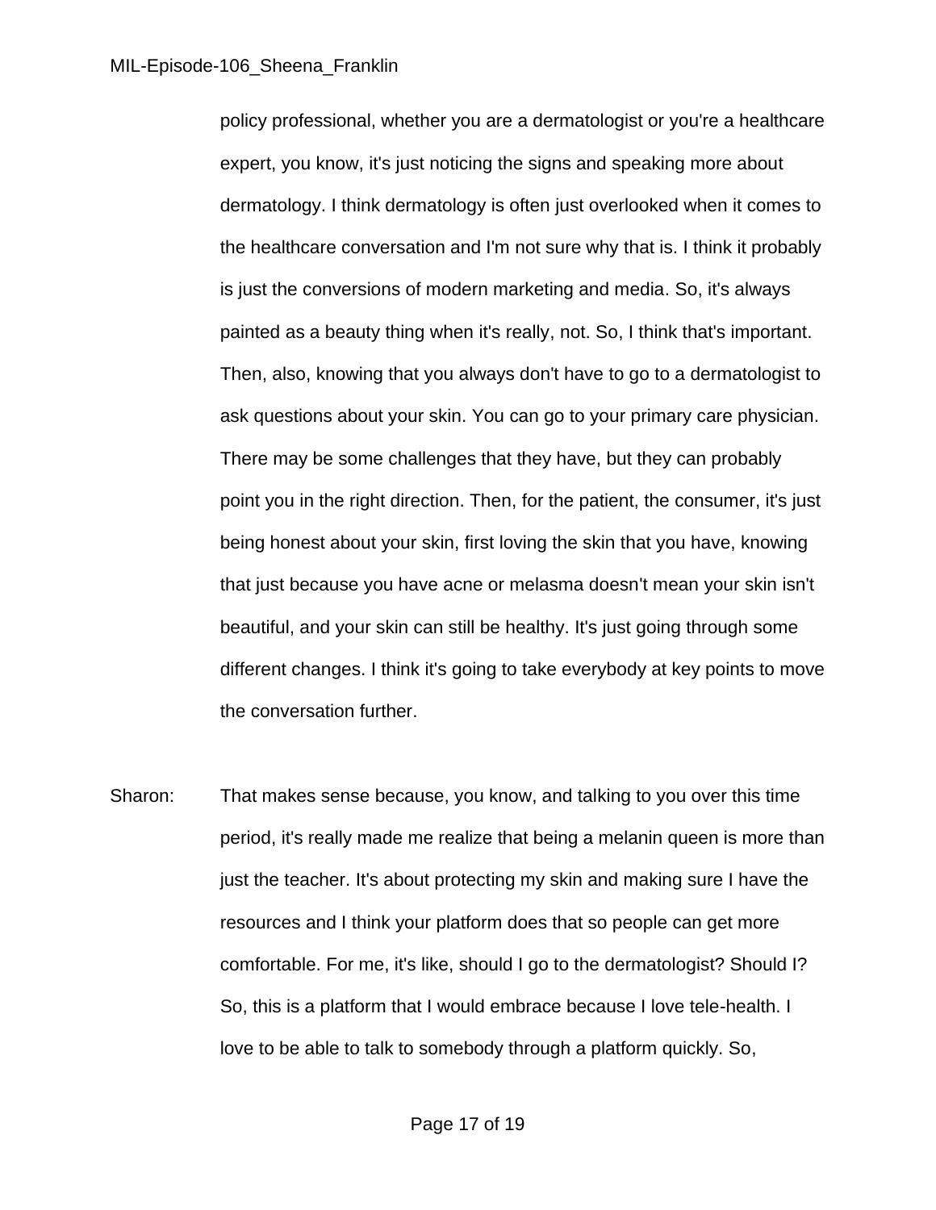policy professional, whether you are a dermatologist or you're a healthcare expert, you know, it's just noticing the signs and speaking more about dermatology. I think dermatology is often just overlooked when it comes to the healthcare conversation and I'm not sure why that is. I think it probably is just the conversions of modern marketing and media. So, it's always painted as a beauty thing when it's really, not. So, I think that's important. Then, also, knowing that you always don't have to go to a dermatologist to ask questions about your skin. You can go to your primary care physician. There may be some challenges that they have, but they can probably point you in the right direction. Then, for the patient, the consumer, it's just being honest about your skin, first loving the skin that you have, knowing that just because you have acne or melasma doesn't mean your skin isn't beautiful, and your skin can still be healthy. It's just going through some different changes. I think it's going to take everybody at key points to move the conversation further.

Sharon: That makes sense because, you know, and talking to you over this time period, it's really made me realize that being a melanin queen is more than just the teacher. It's about protecting my skin and making sure I have the resources and I think your platform does that so people can get more comfortable. For me, it's like, should I go to the dermatologist? Should I? So, this is a platform that I would embrace because I love tele-health. I love to be able to talk to somebody through a platform quickly. So,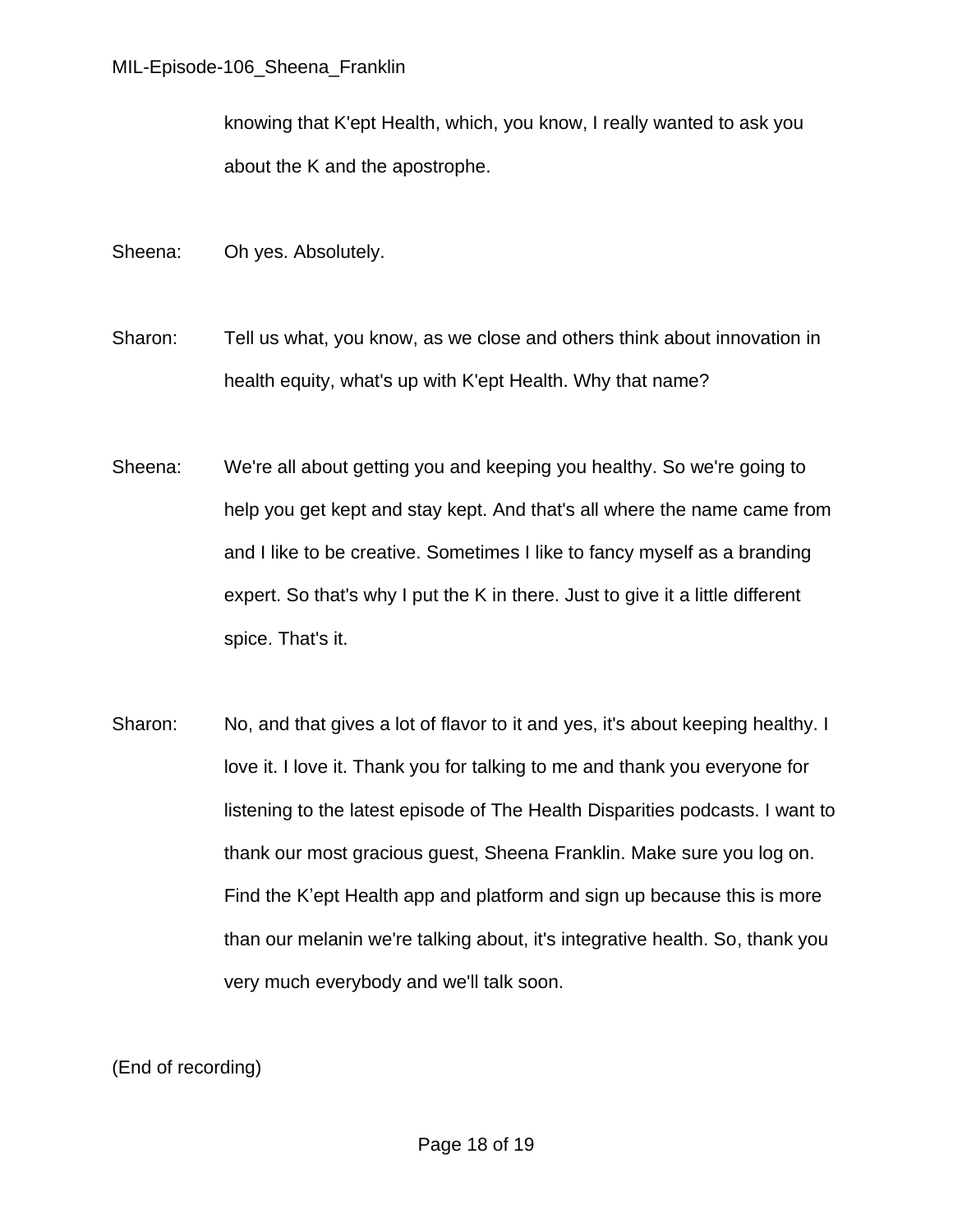knowing that K'ept Health, which, you know, I really wanted to ask you about the K and the apostrophe.

Sheena: Oh yes. Absolutely.

Sharon: Tell us what, you know, as we close and others think about innovation in health equity, what's up with K'ept Health. Why that name?

Sheena: We're all about getting you and keeping you healthy. So we're going to help you get kept and stay kept. And that's all where the name came from and I like to be creative. Sometimes I like to fancy myself as a branding expert. So that's why I put the K in there. Just to give it a little different spice. That's it.

Sharon: No, and that gives a lot of flavor to it and yes, it's about keeping healthy. I love it. I love it. Thank you for talking to me and thank you everyone for listening to the latest episode of The Health Disparities podcasts. I want to thank our most gracious guest, Sheena Franklin. Make sure you log on. Find the K’ept Health app and platform and sign up because this is more than our melanin we're talking about, it's integrative health. So, thank you very much everybody and we'll talk soon.

(End of recording)